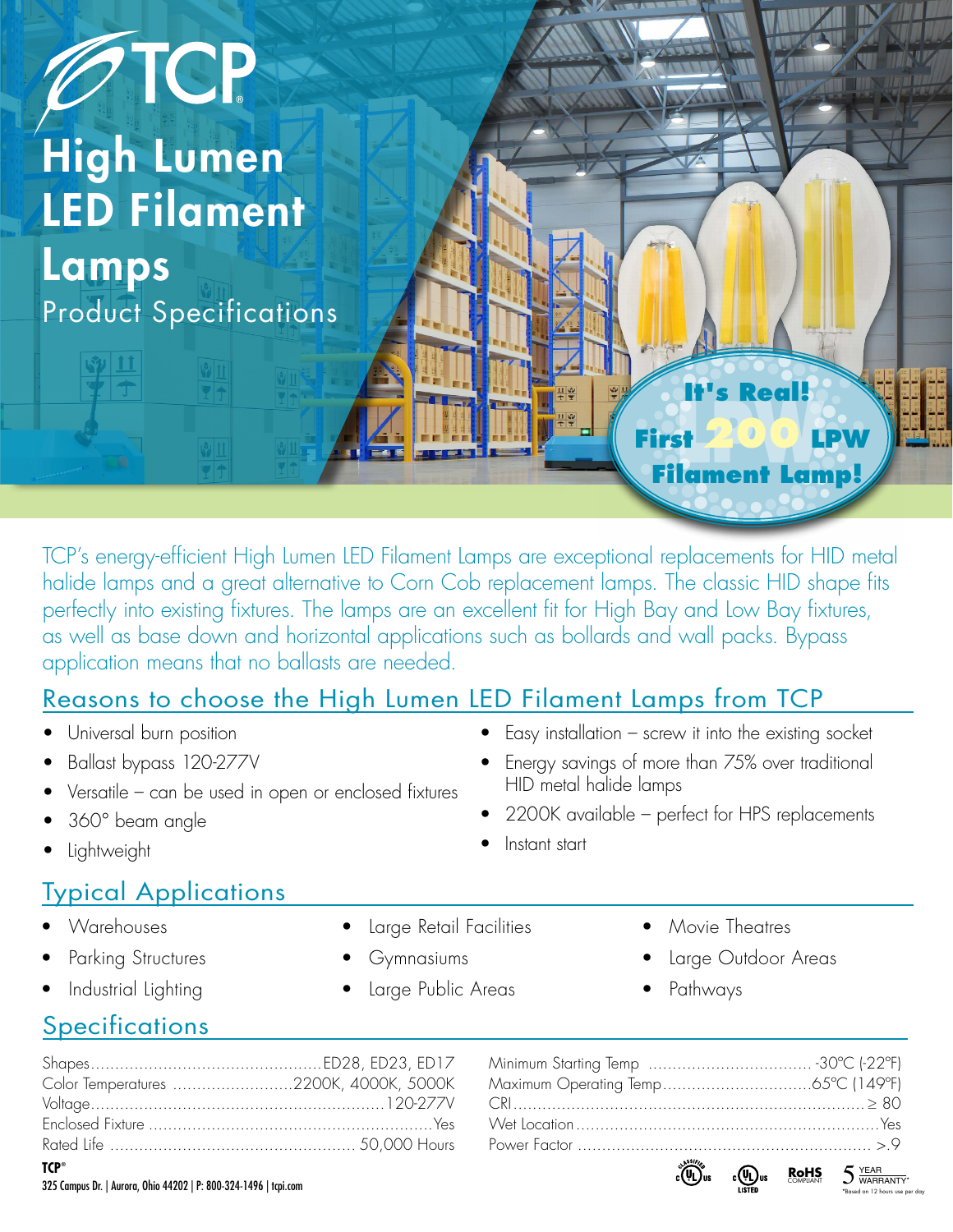TCP

# High Lumen LED Filament Lamps

Product Specifications

It's Real! First 200 LPW Filament Lamp!

TCP's energy-efficient High Lumen LED Filament Lamps are exceptional replacements for HID metal halide lamps and a great alternative to Corn Cob replacement lamps. The classic HID shape fits perfectly into existing fixtures. The lamps are an excellent fit for High Bay and Low Bay fixtures, as well as base down and horizontal applications such as bollards and wall packs. Bypass application means that no ballasts are needed.

## Reasons to choose the High Lumen LED Filament Lamps from TCP

- Universal burn position
- Ballast bypass 120-277V
- Versatile – can be used in open or enclosed fixtures
- 360° beam angle
- Lightweight
- Easy installation – screw it into the existing socket
- Energy savings of more than 75% over traditional HID metal halide lamps
- 2200K available – perfect for HPS replacements
- Instant start

## Typical Applications

- Warehouses
- Parking Structures
- Industrial Lighting
- Large Retail Facilities
- Gymnasiums
- Large Public Areas
- Movie Theatres
- Large Outdoor Areas
- Pathways

## Specifications

| | |
|---|---|
| Shapes | ED28, ED23, ED17 |
| Color Temperatures | 2200K, 4000K, 5000K |
| Voltage | 120-277V |
| Enclosed Fixture | Yes |
| Rated Life | 50,000 Hours |
| Minimum Starting Temp | -30°C (-22°F) |
| Maximum Operating Temp | 65°C (149°F) |
| CRI | ≥ 80 |
| Wet Location | Yes |
| Power Factor | >.9 |

TCP®
325 Campus Dr. | Aurora, Ohio 44202 | P: 800-324-1496 | tcpi.com

cULus Classified | cULus Listed | RoHS Compliant | 5 Year Warranty*

*Based on 12 hours use per day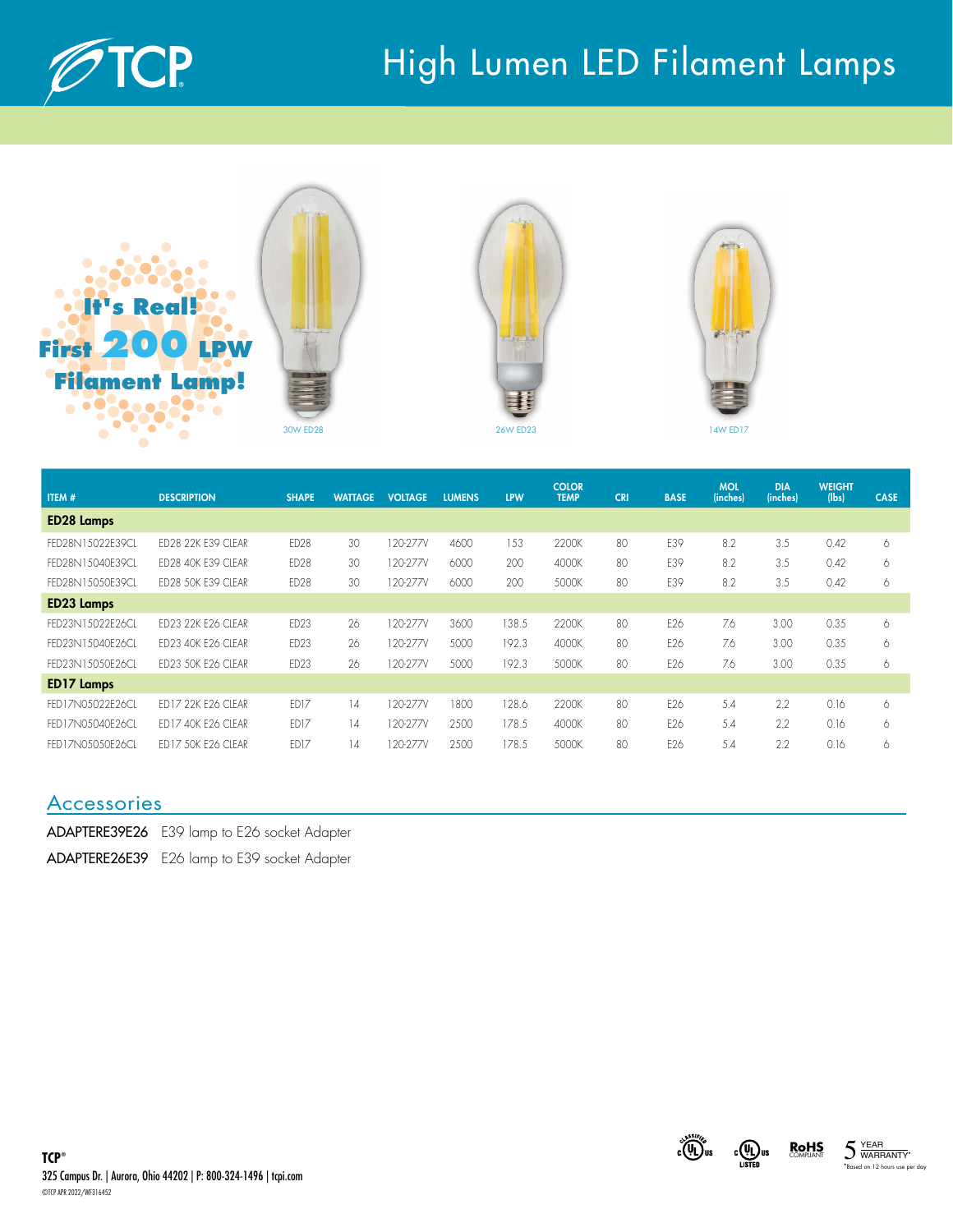# High Lumen LED Filament Lamps

It's Real! First 200 LPW Filament Lamp!

30W ED28

26W ED23

14W ED17

| ITEM # | DESCRIPTION | SHAPE | WATTAGE | VOLTAGE | LUMENS | LPW | COLOR TEMP | CRI | BASE | MOL (inches) | DIA (inches) | WEIGHT (lbs) | CASE |
|---|---|---|---|---|---|---|---|---|---|---|---|---|---|
| **ED28 Lamps** | | | | | | | | | | | | | |
| FED28N15022E39CL | ED28 22K E39 CLEAR | ED28 | 30 | 120-277V | 4600 | 153 | 2200K | 80 | E39 | 8.2 | 3.5 | 0.42 | 6 |
| FED28N15040E39CL | ED28 40K E39 CLEAR | ED28 | 30 | 120-277V | 6000 | 200 | 4000K | 80 | E39 | 8.2 | 3.5 | 0.42 | 6 |
| FED28N15050E39CL | ED28 50K E39 CLEAR | ED28 | 30 | 120-277V | 6000 | 200 | 5000K | 80 | E39 | 8.2 | 3.5 | 0.42 | 6 |
| **ED23 Lamps** | | | | | | | | | | | | | |
| FED23N15022E26CL | ED23 22K E26 CLEAR | ED23 | 26 | 120-277V | 3600 | 138.5 | 2200K | 80 | E26 | 7.6 | 3.00 | 0.35 | 6 |
| FED23N15040E26CL | ED23 40K E26 CLEAR | ED23 | 26 | 120-277V | 5000 | 192.3 | 4000K | 80 | E26 | 7.6 | 3.00 | 0.35 | 6 |
| FED23N15050E26CL | ED23 50K E26 CLEAR | ED23 | 26 | 120-277V | 5000 | 192.3 | 5000K | 80 | E26 | 7.6 | 3.00 | 0.35 | 6 |
| **ED17 Lamps** | | | | | | | | | | | | | |
| FED17N05022E26CL | ED17 22K E26 CLEAR | ED17 | 14 | 120-277V | 1800 | 128.6 | 2200K | 80 | E26 | 5.4 | 2.2 | 0.16 | 6 |
| FED17N05040E26CL | ED17 40K E26 CLEAR | ED17 | 14 | 120-277V | 2500 | 178.5 | 4000K | 80 | E26 | 5.4 | 2.2 | 0.16 | 6 |
| FED17N05050E26CL | ED17 50K E26 CLEAR | ED17 | 14 | 120-277V | 2500 | 178.5 | 5000K | 80 | E26 | 5.4 | 2.2 | 0.16 | 6 |

## Accessories

**ADAPTERE39E26** E39 lamp to E26 socket Adapter

**ADAPTERE26E39** E26 lamp to E39 socket Adapter

5 YEAR WARRANTY*

*Based on 12 hours use per day

TCP®

325 Campus Dr. | Aurora, Ohio 44202 | P: 800-324-1496 | tcpi.com

©TCP APR 2022/WF316452